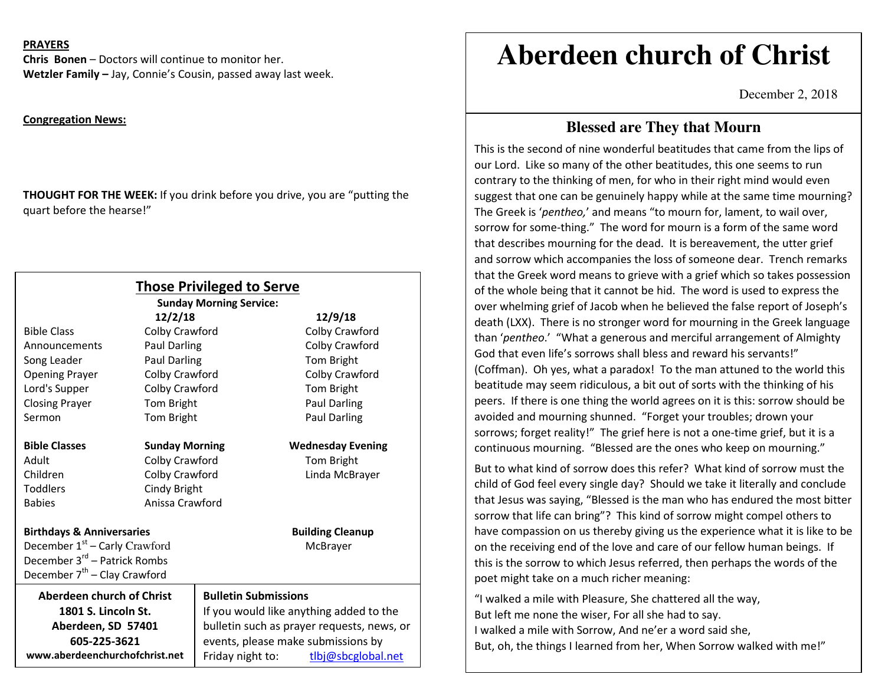**PRAYERS**

**Chris Bonen** – Doctors will continue to monitor her.
**Wetzler Family –** Jay, Connie's Cousin, passed away last week.

**Congregation News:**

**THOUGHT FOR THE WEEK:** If you drink before you drive, you are "putting the quart before the hearse!"

## Those Privileged to Serve

**Sunday Morning Service:**

| | 12/2/18 | 12/9/18 |
|---|---|---|
| Bible Class | Colby Crawford | Colby Crawford |
| Announcements | Paul Darling | Colby Crawford |
| Song Leader | Paul Darling | Tom Bright |
| Opening Prayer | Colby Crawford | Colby Crawford |
| Lord's Supper | Colby Crawford | Tom Bright |
| Closing Prayer | Tom Bright | Paul Darling |
| Sermon | Tom Bright | Paul Darling |

| **Bible Classes** | **Sunday Morning** | **Wednesday Evening** |
|---|---|---|
| Adult | Colby Crawford | Tom Bright |
| Children | Colby Crawford | Linda McBrayer |
| Toddlers | Cindy Bright | |
| Babies | Anissa Crawford | |

**Birthdays & Anniversaries**

December 1st – Carly Crawford
December 3rd – Patrick Rombs
December 7th – Clay Crawford

**Building Cleanup**

McBrayer

**Aberdeen church of Christ**
**1801 S. Lincoln St.**
**Aberdeen, SD 57401**
**605-225-3621**
**www.aberdeenchurchofchrist.net**

**Bulletin Submissions**

If you would like anything added to the bulletin such as prayer requests, news, or events, please make submissions by Friday night to: tlbj@sbcglobal.net

# Aberdeen church of Christ

December 2, 2018

## Blessed are They that Mourn

This is the second of nine wonderful beatitudes that came from the lips of our Lord. Like so many of the other beatitudes, this one seems to run contrary to the thinking of men, for who in their right mind would even suggest that one can be genuinely happy while at the same time mourning? The Greek is '*pentheo,*' and means "to mourn for, lament, to wail over, sorrow for some-thing." The word for mourn is a form of the same word that describes mourning for the dead. It is bereavement, the utter grief and sorrow which accompanies the loss of someone dear. Trench remarks that the Greek word means to grieve with a grief which so takes possession of the whole being that it cannot be hid. The word is used to express the over whelming grief of Jacob when he believed the false report of Joseph's death (LXX). There is no stronger word for mourning in the Greek language than '*pentheo*.' "What a generous and merciful arrangement of Almighty God that even life's sorrows shall bless and reward his servants!" (Coffman). Oh yes, what a paradox! To the man attuned to the world this beatitude may seem ridiculous, a bit out of sorts with the thinking of his peers. If there is one thing the world agrees on it is this: sorrow should be avoided and mourning shunned. "Forget your troubles; drown your sorrows; forget reality!" The grief here is not a one-time grief, but it is a continuous mourning. "Blessed are the ones who keep on mourning."

But to what kind of sorrow does this refer? What kind of sorrow must the child of God feel every single day? Should we take it literally and conclude that Jesus was saying, "Blessed is the man who has endured the most bitter sorrow that life can bring"? This kind of sorrow might compel others to have compassion on us thereby giving us the experience what it is like to be on the receiving end of the love and care of our fellow human beings. If this is the sorrow to which Jesus referred, then perhaps the words of the poet might take on a much richer meaning:

"I walked a mile with Pleasure, She chattered all the way,
But left me none the wiser, For all she had to say.
I walked a mile with Sorrow, And ne'er a word said she,
But, oh, the things I learned from her, When Sorrow walked with me!"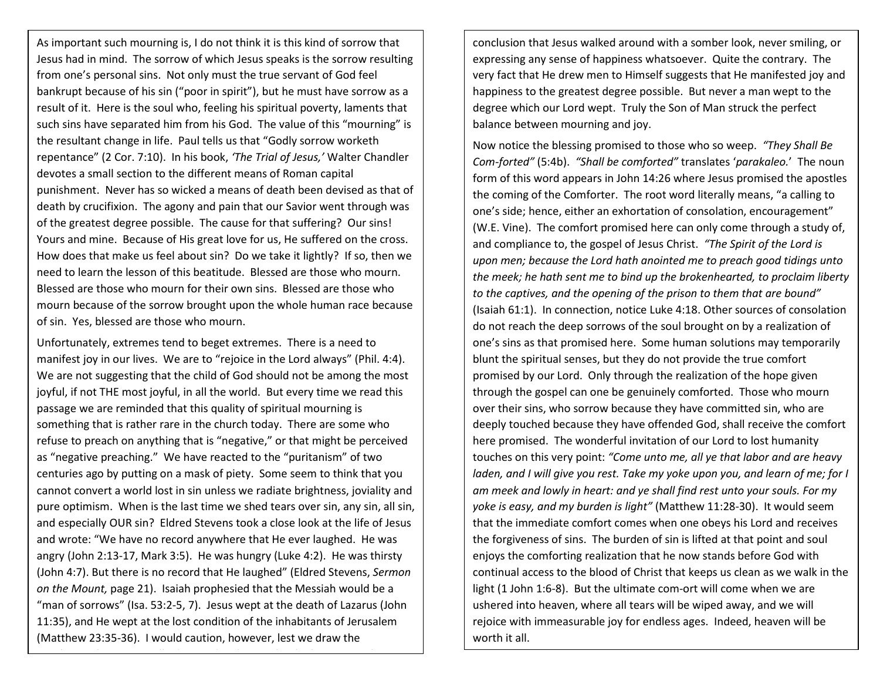As important such mourning is, I do not think it is this kind of sorrow that Jesus had in mind. The sorrow of which Jesus speaks is the sorrow resulting from one's personal sins. Not only must the true servant of God feel bankrupt because of his sin ("poor in spirit"), but he must have sorrow as a result of it. Here is the soul who, feeling his spiritual poverty, laments that such sins have separated him from his God. The value of this "mourning" is the resultant change in life. Paul tells us that "Godly sorrow worketh repentance" (2 Cor. 7:10). In his book, *'The Trial of Jesus,'* Walter Chandler devotes a small section to the different means of Roman capital punishment. Never has so wicked a means of death been devised as that of death by crucifixion. The agony and pain that our Savior went through was of the greatest degree possible. The cause for that suffering? Our sins! Yours and mine. Because of His great love for us, He suffered on the cross. How does that make us feel about sin? Do we take it lightly? If so, then we need to learn the lesson of this beatitude. Blessed are those who mourn. Blessed are those who mourn for their own sins. Blessed are those who mourn because of the sorrow brought upon the whole human race because of sin. Yes, blessed are those who mourn.

Unfortunately, extremes tend to beget extremes. There is a need to manifest joy in our lives. We are to "rejoice in the Lord always" (Phil. 4:4). We are not suggesting that the child of God should not be among the most joyful, if not THE most joyful, in all the world. But every time we read this passage we are reminded that this quality of spiritual mourning is something that is rather rare in the church today. There are some who refuse to preach on anything that is "negative," or that might be perceived as "negative preaching." We have reacted to the "puritanism" of two centuries ago by putting on a mask of piety. Some seem to think that you cannot convert a world lost in sin unless we radiate brightness, joviality and pure optimism. When is the last time we shed tears over sin, any sin, all sin, and especially OUR sin? Eldred Stevens took a close look at the life of Jesus and wrote: "We have no record anywhere that He ever laughed. He was angry (John 2:13-17, Mark 3:5). He was hungry (Luke 4:2). He was thirsty (John 4:7). But there is no record that He laughed" (Eldred Stevens, *Sermon on the Mount,* page 21). Isaiah prophesied that the Messiah would be a "man of sorrows" (Isa. 53:2-5, 7). Jesus wept at the death of Lazarus (John 11:35), and He wept at the lost condition of the inhabitants of Jerusalem (Matthew 23:35-36). I would caution, however, lest we draw the conclusion that Jesus walked around with a somber look, never smiling, or expressing any sense of happiness whatsoever. Quite the contrary. The very fact that He drew men to Himself suggests that He manifested joy and happiness to the greatest degree possible. But never a man wept to the degree which our Lord wept. Truly the Son of Man struck the perfect balance between mourning and joy.

Now notice the blessing promised to those who so weep. *"They Shall Be Com-forted"* (5:4b). *"Shall be comforted"* translates '*parakaleo.*' The noun form of this word appears in John 14:26 where Jesus promised the apostles the coming of the Comforter. The root word literally means, "a calling to one's side; hence, either an exhortation of consolation, encouragement" (W.E. Vine). The comfort promised here can only come through a study of, and compliance to, the gospel of Jesus Christ. *"The Spirit of the Lord is upon men; because the Lord hath anointed me to preach good tidings unto the meek; he hath sent me to bind up the brokenhearted, to proclaim liberty to the captives, and the opening of the prison to them that are bound"* (Isaiah 61:1). In connection, notice Luke 4:18. Other sources of consolation do not reach the deep sorrows of the soul brought on by a realization of one's sins as that promised here. Some human solutions may temporarily blunt the spiritual senses, but they do not provide the true comfort promised by our Lord. Only through the realization of the hope given through the gospel can one be genuinely comforted. Those who mourn over their sins, who sorrow because they have committed sin, who are deeply touched because they have offended God, shall receive the comfort here promised. The wonderful invitation of our Lord to lost humanity touches on this very point: *"Come unto me, all ye that labor and are heavy laden, and I will give you rest. Take my yoke upon you, and learn of me; for I am meek and lowly in heart: and ye shall find rest unto your souls. For my yoke is easy, and my burden is light"* (Matthew 11:28-30). It would seem that the immediate comfort comes when one obeys his Lord and receives the forgiveness of sins. The burden of sin is lifted at that point and soul enjoys the comforting realization that he now stands before God with continual access to the blood of Christ that keeps us clean as we walk in the light (1 John 1:6-8). But the ultimate com-ort will come when we are ushered into heaven, where all tears will be wiped away, and we will rejoice with immeasurable joy for endless ages. Indeed, heaven will be worth it all.